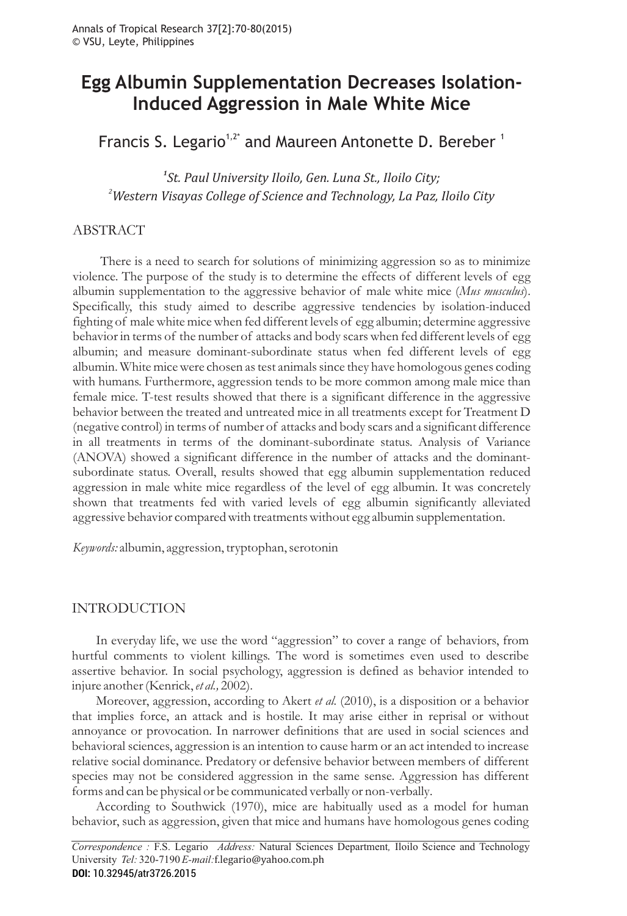# Egg Albumin Supplementation Decreases Isolation-Induced Aggression in Male White Mice

Francis S. Legario[1,2*] and Maureen Antonette D. Bereber [1]

[1]*St. Paul University Iloilo, Gen. Luna St., Iloilo City;*
[2]*Western Visayas College of Science and Technology, La Paz, Iloilo City*

## ABSTRACT

There is a need to search for solutions of minimizing aggression so as to minimize violence. The purpose of the study is to determine the effects of different levels of egg albumin supplementation to the aggressive behavior of male white mice (*Mus musculus*). Specifically, this study aimed to describe aggressive tendencies by isolation-induced fighting of male white mice when fed different levels of egg albumin; determine aggressive behavior in terms of the number of attacks and body scars when fed different levels of egg albumin; and measure dominant-subordinate status when fed different levels of egg albumin. White mice were chosen as test animals since they have homologous genes coding with humans. Furthermore, aggression tends to be more common among male mice than female mice. T-test results showed that there is a significant difference in the aggressive behavior between the treated and untreated mice in all treatments except for Treatment D (negative control) in terms of number of attacks and body scars and a significant difference in all treatments in terms of the dominant-subordinate status. Analysis of Variance (ANOVA) showed a significant difference in the number of attacks and the dominant-subordinate status. Overall, results showed that egg albumin supplementation reduced aggression in male white mice regardless of the level of egg albumin. It was concretely shown that treatments fed with varied levels of egg albumin significantly alleviated aggressive behavior compared with treatments without egg albumin supplementation.

*Keywords:* albumin, aggression, tryptophan, serotonin

## INTRODUCTION

In everyday life, we use the word "aggression" to cover a range of behaviors, from hurtful comments to violent killings. The word is sometimes even used to describe assertive behavior. In social psychology, aggression is defined as behavior intended to injure another (Kenrick, *et al.,* 2002).

Moreover, aggression, according to Akert *et al.* (2010), is a disposition or a behavior that implies force, an attack and is hostile. It may arise either in reprisal or without annoyance or provocation. In narrower definitions that are used in social sciences and behavioral sciences, aggression is an intention to cause harm or an act intended to increase relative social dominance. Predatory or defensive behavior between members of different species may not be considered aggression in the same sense. Aggression has different forms and can be physical or be communicated verbally or non-verbally.

According to Southwick (1970), mice are habitually used as a model for human behavior, such as aggression, given that mice and humans have homologous genes coding

*Correspondence :* F.S. Legario *Address:* Natural Sciences Department, Iloilo Science and Technology University *Tel:* 320-7190 *E-mail:*f.legario@yahoo.com.ph
**DOI:** 10.32945/atr3726.2015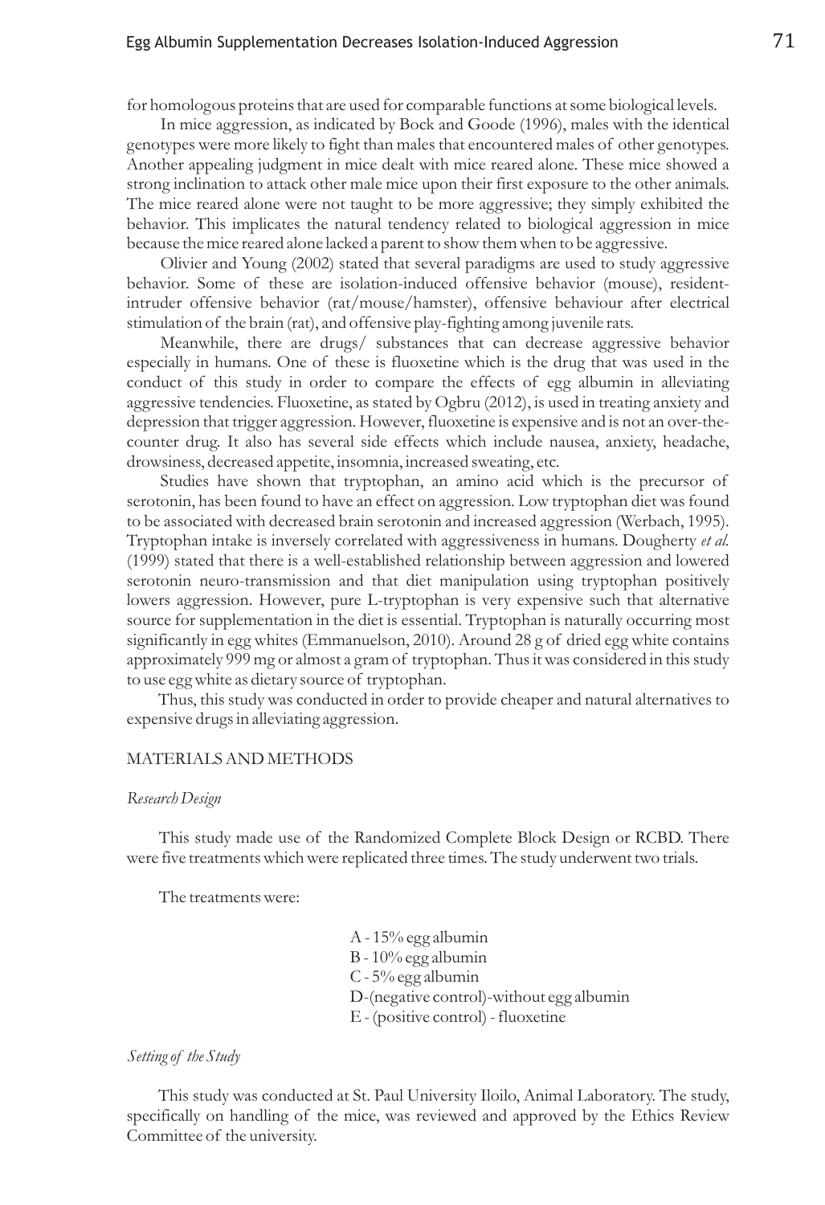for homologous proteins that are used for comparable functions at some biological levels.

In mice aggression, as indicated by Bock and Goode (1996), males with the identical genotypes were more likely to fight than males that encountered males of other genotypes. Another appealing judgment in mice dealt with mice reared alone. These mice showed a strong inclination to attack other male mice upon their first exposure to the other animals. The mice reared alone were not taught to be more aggressive; they simply exhibited the behavior. This implicates the natural tendency related to biological aggression in mice because the mice reared alone lacked a parent to show them when to be aggressive.

Olivier and Young (2002) stated that several paradigms are used to study aggressive behavior. Some of these are isolation-induced offensive behavior (mouse), resident-intruder offensive behavior (rat/mouse/hamster), offensive behaviour after electrical stimulation of the brain (rat), and offensive play-fighting among juvenile rats.

Meanwhile, there are drugs/ substances that can decrease aggressive behavior especially in humans. One of these is fluoxetine which is the drug that was used in the conduct of this study in order to compare the effects of egg albumin in alleviating aggressive tendencies. Fluoxetine, as stated by Ogbru (2012), is used in treating anxiety and depression that trigger aggression. However, fluoxetine is expensive and is not an over-the-counter drug. It also has several side effects which include nausea, anxiety, headache, drowsiness, decreased appetite, insomnia, increased sweating, etc.

Studies have shown that tryptophan, an amino acid which is the precursor of serotonin, has been found to have an effect on aggression. Low tryptophan diet was found to be associated with decreased brain serotonin and increased aggression (Werbach, 1995). Tryptophan intake is inversely correlated with aggressiveness in humans. Dougherty *et al.* (1999) stated that there is a well-established relationship between aggression and lowered serotonin neuro-transmission and that diet manipulation using tryptophan positively lowers aggression. However, pure L-tryptophan is very expensive such that alternative source for supplementation in the diet is essential. Tryptophan is naturally occurring most significantly in egg whites (Emmanuelson, 2010). Around 28 g of dried egg white contains approximately 999 mg or almost a gram of tryptophan. Thus it was considered in this study to use egg white as dietary source of tryptophan.

Thus, this study was conducted in order to provide cheaper and natural alternatives to expensive drugs in alleviating aggression.

## MATERIALS AND METHODS

### *Research Design*

This study made use of the Randomized Complete Block Design or RCBD. There were five treatments which were replicated three times. The study underwent two trials.

The treatments were:

A - 15% egg albumin
B - 10% egg albumin
C - 5% egg albumin
D-(negative control)-without egg albumin
E - (positive control) - fluoxetine

### *Setting of the Study*

This study was conducted at St. Paul University Iloilo, Animal Laboratory. The study, specifically on handling of the mice, was reviewed and approved by the Ethics Review Committee of the university.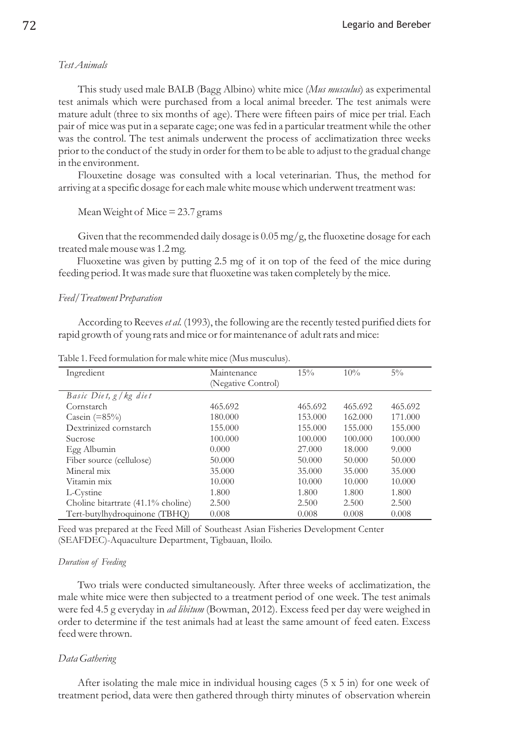*Test Animals*

This study used male BALB (Bagg Albino) white mice (*Mus musculus*) as experimental test animals which were purchased from a local animal breeder. The test animals were mature adult (three to six months of age). There were fifteen pairs of mice per trial. Each pair of mice was put in a separate cage; one was fed in a particular treatment while the other was the control. The test animals underwent the process of acclimatization three weeks prior to the conduct of the study in order for them to be able to adjust to the gradual change in the environment.

Flouxetine dosage was consulted with a local veterinarian. Thus, the method for arriving at a specific dosage for each male white mouse which underwent treatment was:

Mean Weight of Mice = 23.7 grams

Given that the recommended daily dosage is 0.05 mg/g, the fluoxetine dosage for each treated male mouse was 1.2 mg.

Fluoxetine was given by putting 2.5 mg of it on top of the feed of the mice during feeding period. It was made sure that fluoxetine was taken completely by the mice.

*Feed/Treatment Preparation*

According to Reeves *et al.* (1993), the following are the recently tested purified diets for rapid growth of young rats and mice or for maintenance of adult rats and mice:

Table 1. Feed formulation for male white mice (Mus musculus).

| Ingredient | Maintenance (Negative Control) | 15% | 10% | 5% |
|---|---|---|---|---|
| *Basic Diet, g/kg diet* | | | | |
| Cornstarch | 465.692 | 465.692 | 465.692 | 465.692 |
| Casein (=85%) | 180.000 | 153.000 | 162.000 | 171.000 |
| Dextrinized cornstarch | 155.000 | 155.000 | 155.000 | 155.000 |
| Sucrose | 100.000 | 100.000 | 100.000 | 100.000 |
| Egg Albumin | 0.000 | 27.000 | 18.000 | 9.000 |
| Fiber source (cellulose) | 50.000 | 50.000 | 50.000 | 50.000 |
| Mineral mix | 35.000 | 35.000 | 35.000 | 35.000 |
| Vitamin mix | 10.000 | 10.000 | 10.000 | 10.000 |
| L-Cystine | 1.800 | 1.800 | 1.800 | 1.800 |
| Choline bitartrate (41.1% choline) | 2.500 | 2.500 | 2.500 | 2.500 |
| Tert-butylhydroquinone (TBHQ) | 0.008 | 0.008 | 0.008 | 0.008 |

Feed was prepared at the Feed Mill of Southeast Asian Fisheries Development Center (SEAFDEC)-Aquaculture Department, Tigbauan, Iloilo.

*Duration of Feeding*

Two trials were conducted simultaneously. After three weeks of acclimatization, the male white mice were then subjected to a treatment period of one week. The test animals were fed 4.5 g everyday in *ad libitum* (Bowman, 2012). Excess feed per day were weighed in order to determine if the test animals had at least the same amount of feed eaten. Excess feed were thrown.

*Data Gathering*

After isolating the male mice in individual housing cages (5 x 5 in) for one week of treatment period, data were then gathered through thirty minutes of observation wherein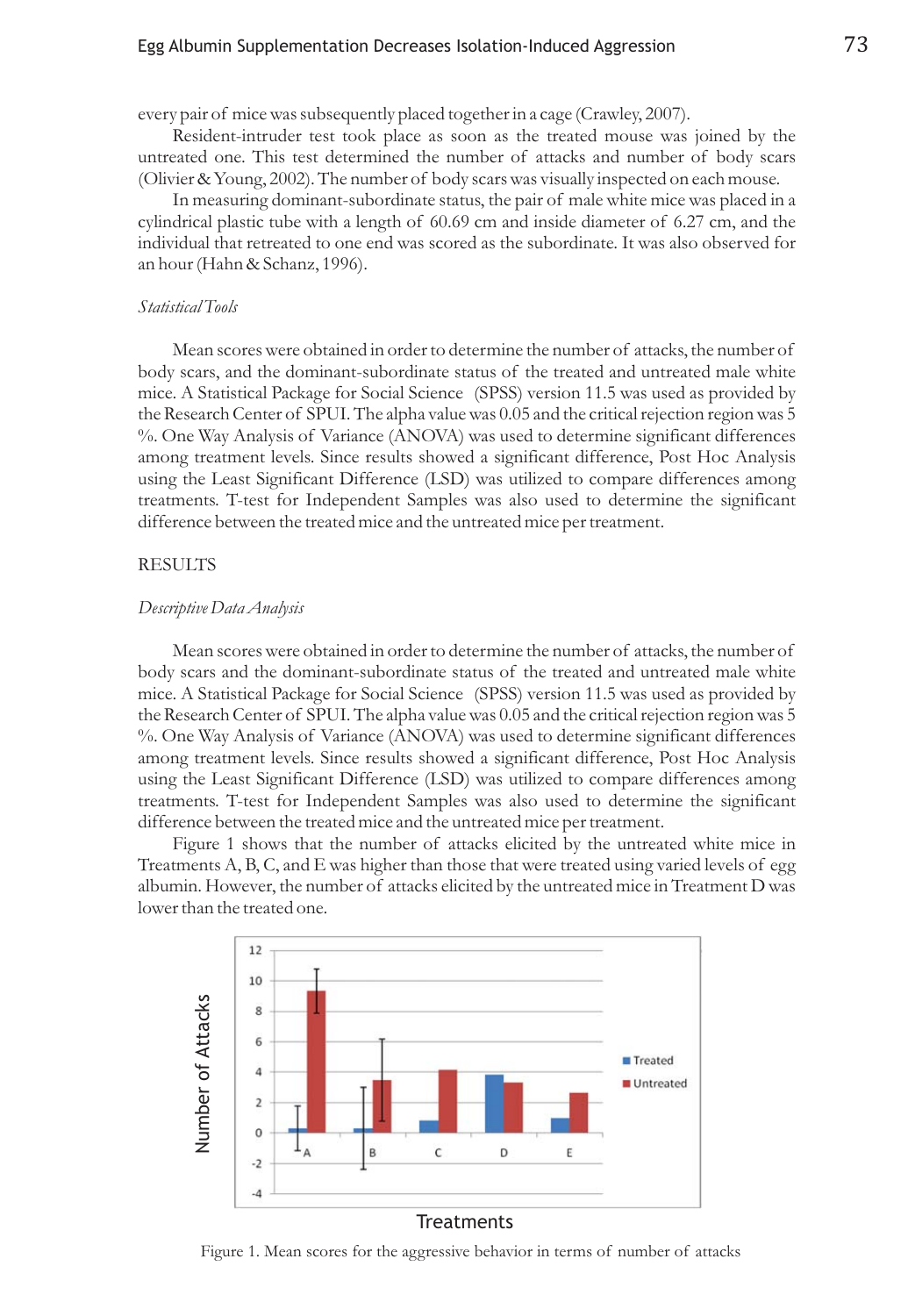every pair of mice was subsequently placed together in a cage (Crawley, 2007).

Resident-intruder test took place as soon as the treated mouse was joined by the untreated one. This test determined the number of attacks and number of body scars (Olivier & Young, 2002). The number of body scars was visually inspected on each mouse.

In measuring dominant-subordinate status, the pair of male white mice was placed in a cylindrical plastic tube with a length of 60.69 cm and inside diameter of 6.27 cm, and the individual that retreated to one end was scored as the subordinate. It was also observed for an hour (Hahn & Schanz, 1996).

*Statistical Tools*

Mean scores were obtained in order to determine the number of attacks, the number of body scars, and the dominant-subordinate status of the treated and untreated male white mice. A Statistical Package for Social Science (SPSS) version 11.5 was used as provided by the Research Center of SPUI. The alpha value was 0.05 and the critical rejection region was 5 %. One Way Analysis of Variance (ANOVA) was used to determine significant differences among treatment levels. Since results showed a significant difference, Post Hoc Analysis using the Least Significant Difference (LSD) was utilized to compare differences among treatments. T-test for Independent Samples was also used to determine the significant difference between the treated mice and the untreated mice per treatment.

## RESULTS

*Descriptive Data Analysis*

Mean scores were obtained in order to determine the number of attacks, the number of body scars and the dominant-subordinate status of the treated and untreated male white mice. A Statistical Package for Social Science (SPSS) version 11.5 was used as provided by the Research Center of SPUI. The alpha value was 0.05 and the critical rejection region was 5 %. One Way Analysis of Variance (ANOVA) was used to determine significant differences among treatment levels. Since results showed a significant difference, Post Hoc Analysis using the Least Significant Difference (LSD) was utilized to compare differences among treatments. T-test for Independent Samples was also used to determine the significant difference between the treated mice and the untreated mice per treatment.

Figure 1 shows that the number of attacks elicited by the untreated white mice in Treatments A, B, C, and E was higher than those that were treated using varied levels of egg albumin. However, the number of attacks elicited by the untreated mice in Treatment D was lower than the treated one.

Figure 1. Mean scores for the aggressive behavior in terms of number of attacks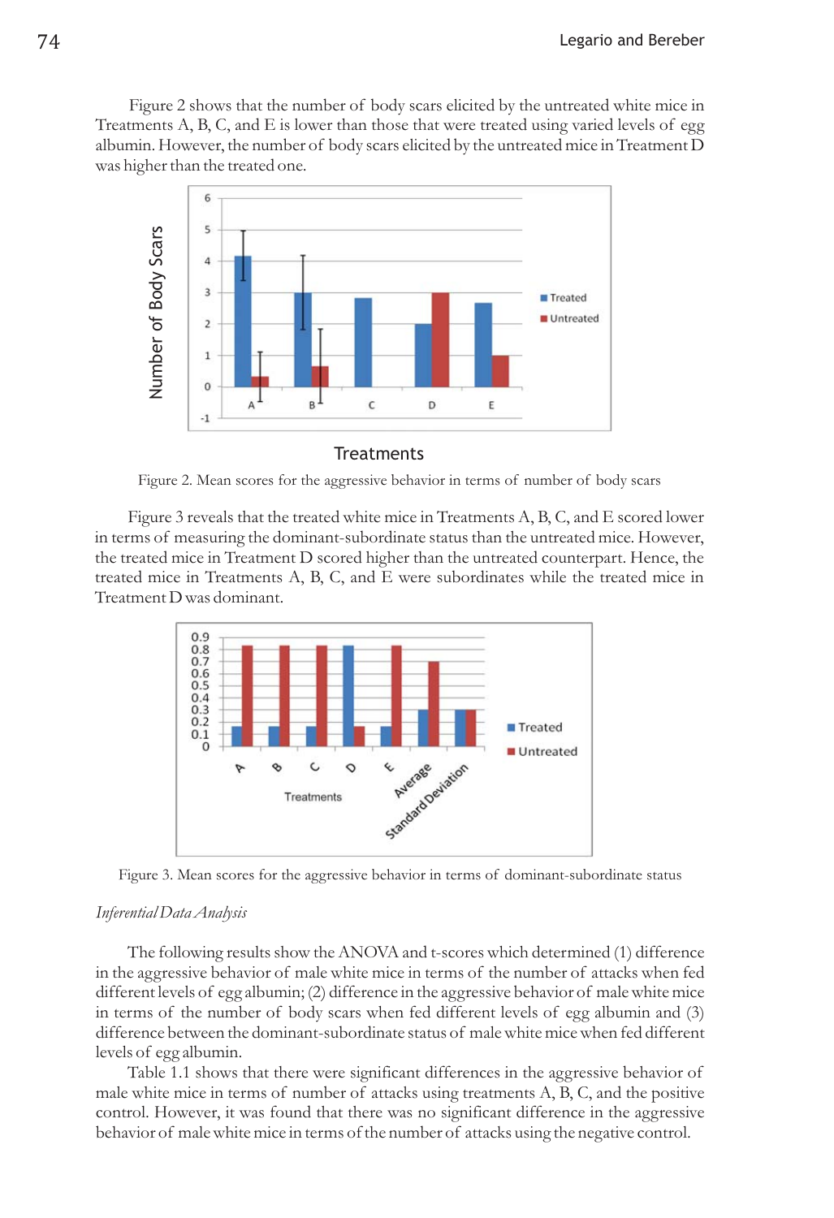Figure 2 shows that the number of body scars elicited by the untreated white mice in Treatments A, B, C, and E is lower than those that were treated using varied levels of egg albumin. However, the number of body scars elicited by the untreated mice in Treatment D was higher than the treated one.

Figure 2. Mean scores for the aggressive behavior in terms of number of body scars

Figure 3 reveals that the treated white mice in Treatments A, B, C, and E scored lower in terms of measuring the dominant-subordinate status than the untreated mice. However, the treated mice in Treatment D scored higher than the untreated counterpart. Hence, the treated mice in Treatments A, B, C, and E were subordinates while the treated mice in Treatment D was dominant.

Figure 3. Mean scores for the aggressive behavior in terms of dominant-subordinate status

*Inferential Data Analysis*

The following results show the ANOVA and t-scores which determined (1) difference in the aggressive behavior of male white mice in terms of the number of attacks when fed different levels of egg albumin; (2) difference in the aggressive behavior of male white mice in terms of the number of body scars when fed different levels of egg albumin and (3) difference between the dominant-subordinate status of male white mice when fed different levels of egg albumin.

Table 1.1 shows that there were significant differences in the aggressive behavior of male white mice in terms of number of attacks using treatments A, B, C, and the positive control. However, it was found that there was no significant difference in the aggressive behavior of male white mice in terms of the number of attacks using the negative control.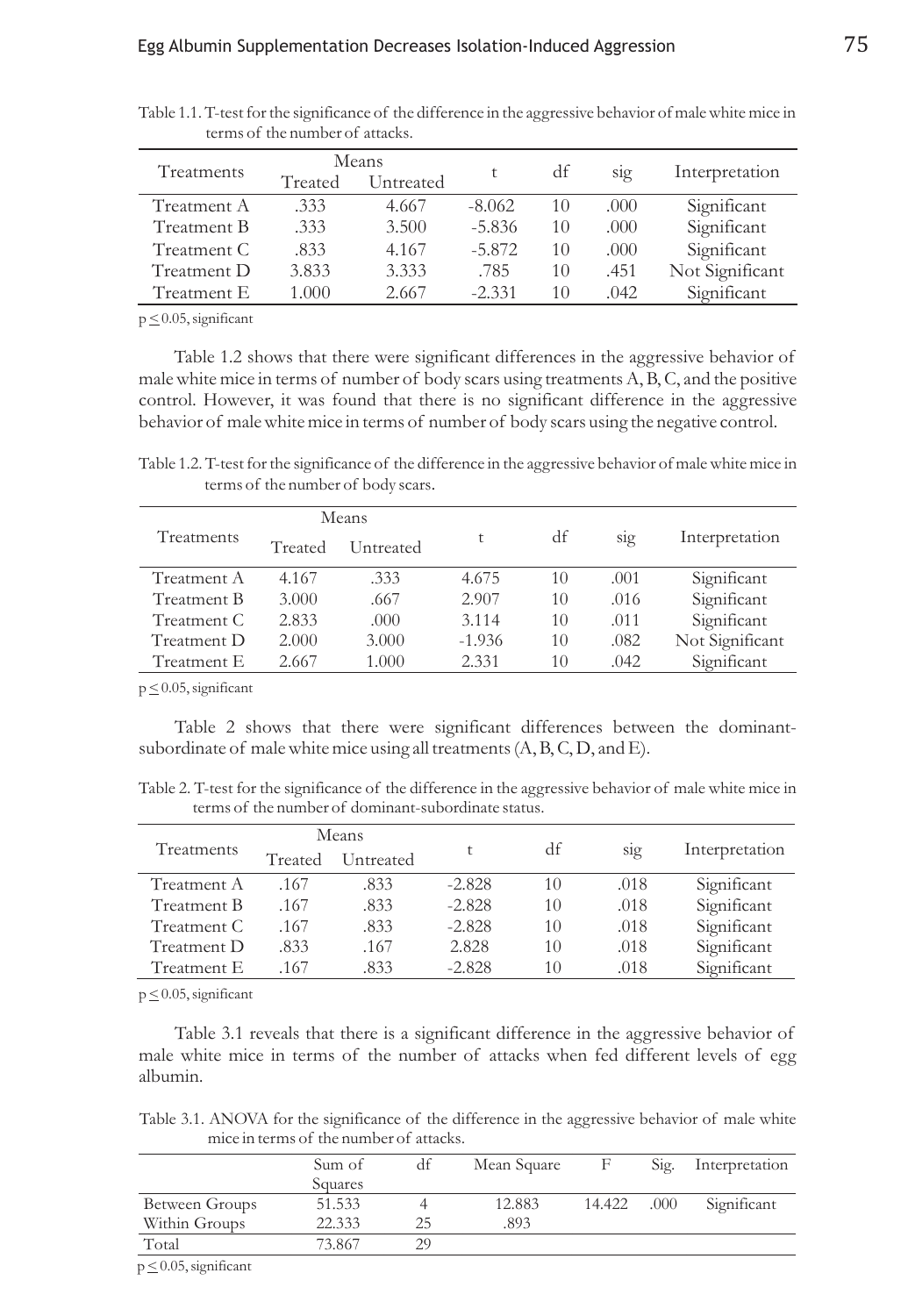Table 1.1. T-test for the significance of the difference in the aggressive behavior of male white mice in terms of the number of attacks.

| Treatments | Means | | t | df | sig | Interpretation |
|---|---|---|---|---|---|---|
| | Treated | Untreated | | | | |
| Treatment A | .333 | 4.667 | -8.062 | 10 | .000 | Significant |
| Treatment B | .333 | 3.500 | -5.836 | 10 | .000 | Significant |
| Treatment C | .833 | 4.167 | -5.872 | 10 | .000 | Significant |
| Treatment D | 3.833 | 3.333 | .785 | 10 | .451 | Not Significant |
| Treatment E | 1.000 | 2.667 | -2.331 | 10 | .042 | Significant |

$p \leq 0.05$, significant

Table 1.2 shows that there were significant differences in the aggressive behavior of male white mice in terms of number of body scars using treatments A, B, C, and the positive control. However, it was found that there is no significant difference in the aggressive behavior of male white mice in terms of number of body scars using the negative control.

Table 1.2. T-test for the significance of the difference in the aggressive behavior of male white mice in terms of the number of body scars.

| Treatments | Means | | t | df | sig | Interpretation |
|---|---|---|---|---|---|---|
| | Treated | Untreated | | | | |
| Treatment A | 4.167 | .333 | 4.675 | 10 | .001 | Significant |
| Treatment B | 3.000 | .667 | 2.907 | 10 | .016 | Significant |
| Treatment C | 2.833 | .000 | 3.114 | 10 | .011 | Significant |
| Treatment D | 2.000 | 3.000 | -1.936 | 10 | .082 | Not Significant |
| Treatment E | 2.667 | 1.000 | 2.331 | 10 | .042 | Significant |

$p \leq 0.05$, significant

Table 2 shows that there were significant differences between the dominant-subordinate of male white mice using all treatments (A, B, C, D, and E).

Table 2. T-test for the significance of the difference in the aggressive behavior of male white mice in terms of the number of dominant-subordinate status.

| Treatments | Means | | t | df | sig | Interpretation |
|---|---|---|---|---|---|---|
| | Treated | Untreated | | | | |
| Treatment A | .167 | .833 | -2.828 | 10 | .018 | Significant |
| Treatment B | .167 | .833 | -2.828 | 10 | .018 | Significant |
| Treatment C | .167 | .833 | -2.828 | 10 | .018 | Significant |
| Treatment D | .833 | .167 | 2.828 | 10 | .018 | Significant |
| Treatment E | .167 | .833 | -2.828 | 10 | .018 | Significant |

$p \leq 0.05$, significant

Table 3.1 reveals that there is a significant difference in the aggressive behavior of male white mice in terms of the number of attacks when fed different levels of egg albumin.

Table 3.1. ANOVA for the significance of the difference in the aggressive behavior of male white mice in terms of the number of attacks.

| | Sum of Squares | df | Mean Square | F | Sig. | Interpretation |
|---|---|---|---|---|---|---|
| Between Groups | 51.533 | 4 | 12.883 | 14.422 | .000 | Significant |
| Within Groups | 22.333 | 25 | .893 | | | |
| Total | 73.867 | 29 | | | | |

$p \leq 0.05$, significant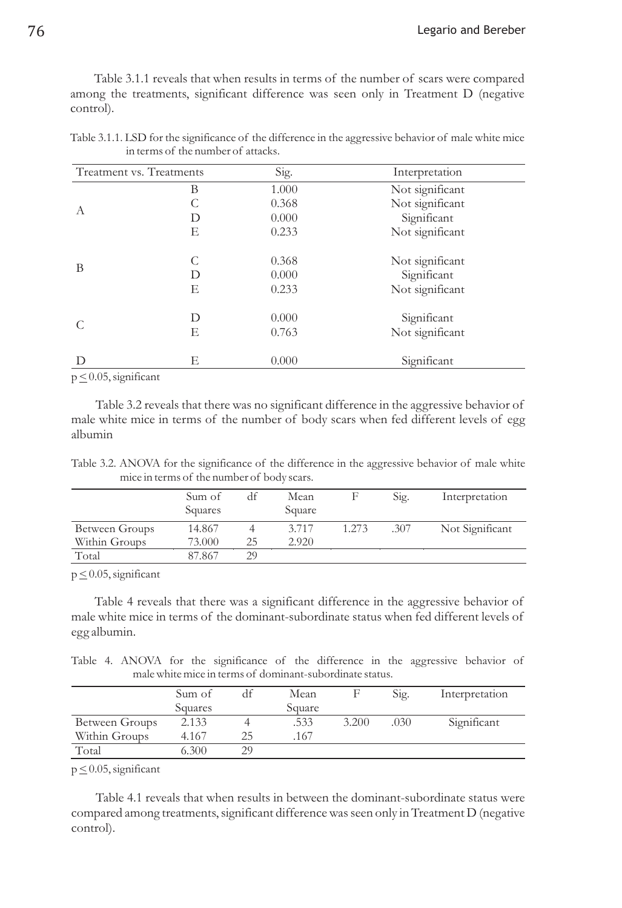Table 3.1.1 reveals that when results in terms of the number of scars were compared among the treatments, significant difference was seen only in Treatment D (negative control).

Table 3.1.1. LSD for the significance of the difference in the aggressive behavior of male white mice in terms of the number of attacks.

| Treatment vs. Treatments | | Sig. | Interpretation |
|---|---|---|---|
| A | B | 1.000 | Not significant |
| | C | 0.368 | Not significant |
| | D | 0.000 | Significant |
| | E | 0.233 | Not significant |
| B | C | 0.368 | Not significant |
| | D | 0.000 | Significant |
| | E | 0.233 | Not significant |
| C | D | 0.000 | Significant |
| | E | 0.763 | Not significant |
| D | E | 0.000 | Significant |

$p \leq 0.05$, significant

Table 3.2 reveals that there was no significant difference in the aggressive behavior of male white mice in terms of the number of body scars when fed different levels of egg albumin

Table 3.2. ANOVA for the significance of the difference in the aggressive behavior of male white mice in terms of the number of body scars.

| | Sum of Squares | df | Mean Square | F | Sig. | Interpretation |
|---|---|---|---|---|---|---|
| Between Groups | 14.867 | 4 | 3.717 | 1.273 | .307 | Not Significant |
| Within Groups | 73.000 | 25 | 2.920 | | | |
| Total | 87.867 | 29 | | | | |

$p \leq 0.05$, significant

Table 4 reveals that there was a significant difference in the aggressive behavior of male white mice in terms of the dominant-subordinate status when fed different levels of egg albumin.

Table 4. ANOVA for the significance of the difference in the aggressive behavior of male white mice in terms of dominant-subordinate status.

| | Sum of Squares | df | Mean Square | F | Sig. | Interpretation |
|---|---|---|---|---|---|---|
| Between Groups | 2.133 | 4 | .533 | 3.200 | .030 | Significant |
| Within Groups | 4.167 | 25 | .167 | | | |
| Total | 6.300 | 29 | | | | |

$p \leq 0.05$, significant

Table 4.1 reveals that when results in between the dominant-subordinate status were compared among treatments, significant difference was seen only in Treatment D (negative control).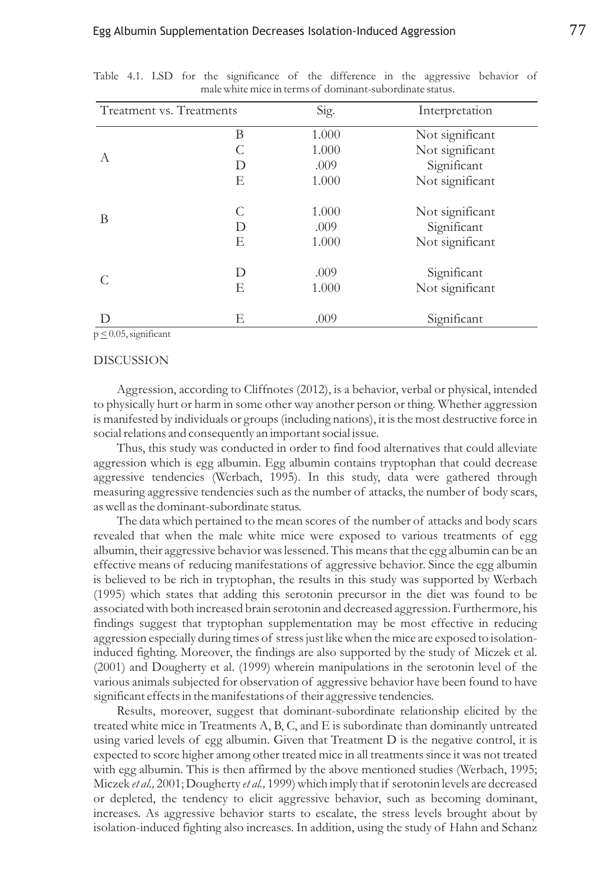Table 4.1. LSD for the significance of the difference in the aggressive behavior of male white mice in terms of dominant-subordinate status.

| Treatment vs. Treatments | | Sig. | Interpretation |
|---|---|---|---|
| A | B | 1.000 | Not significant |
| | C | 1.000 | Not significant |
| | D | .009 | Significant |
| | E | 1.000 | Not significant |
| B | C | 1.000 | Not significant |
| | D | .009 | Significant |
| | E | 1.000 | Not significant |
| C | D | .009 | Significant |
| | E | 1.000 | Not significant |
| D | E | .009 | Significant |

$p \leq 0.05$, significant

## DISCUSSION

Aggression, according to Cliffnotes (2012), is a behavior, verbal or physical, intended to physically hurt or harm in some other way another person or thing. Whether aggression is manifested by individuals or groups (including nations), it is the most destructive force in social relations and consequently an important social issue.

Thus, this study was conducted in order to find food alternatives that could alleviate aggression which is egg albumin. Egg albumin contains tryptophan that could decrease aggressive tendencies (Werbach, 1995). In this study, data were gathered through measuring aggressive tendencies such as the number of attacks, the number of body scars, as well as the dominant-subordinate status.

The data which pertained to the mean scores of the number of attacks and body scars revealed that when the male white mice were exposed to various treatments of egg albumin, their aggressive behavior was lessened. This means that the egg albumin can be an effective means of reducing manifestations of aggressive behavior. Since the egg albumin is believed to be rich in tryptophan, the results in this study was supported by Werbach (1995) which states that adding this serotonin precursor in the diet was found to be associated with both increased brain serotonin and decreased aggression. Furthermore, his findings suggest that tryptophan supplementation may be most effective in reducing aggression especially during times of stress just like when the mice are exposed to isolation-induced fighting. Moreover, the findings are also supported by the study of Miczek et al. (2001) and Dougherty et al. (1999) wherein manipulations in the serotonin level of the various animals subjected for observation of aggressive behavior have been found to have significant effects in the manifestations of their aggressive tendencies.

Results, moreover, suggest that dominant-subordinate relationship elicited by the treated white mice in Treatments A, B, C, and E is subordinate than dominantly untreated using varied levels of egg albumin. Given that Treatment D is the negative control, it is expected to score higher among other treated mice in all treatments since it was not treated with egg albumin. This is then affirmed by the above mentioned studies (Werbach, 1995; Miczek *et al.,* 2001; Dougherty *et al.,* 1999) which imply that if serotonin levels are decreased or depleted, the tendency to elicit aggressive behavior, such as becoming dominant, increases. As aggressive behavior starts to escalate, the stress levels brought about by isolation-induced fighting also increases. In addition, using the study of Hahn and Schanz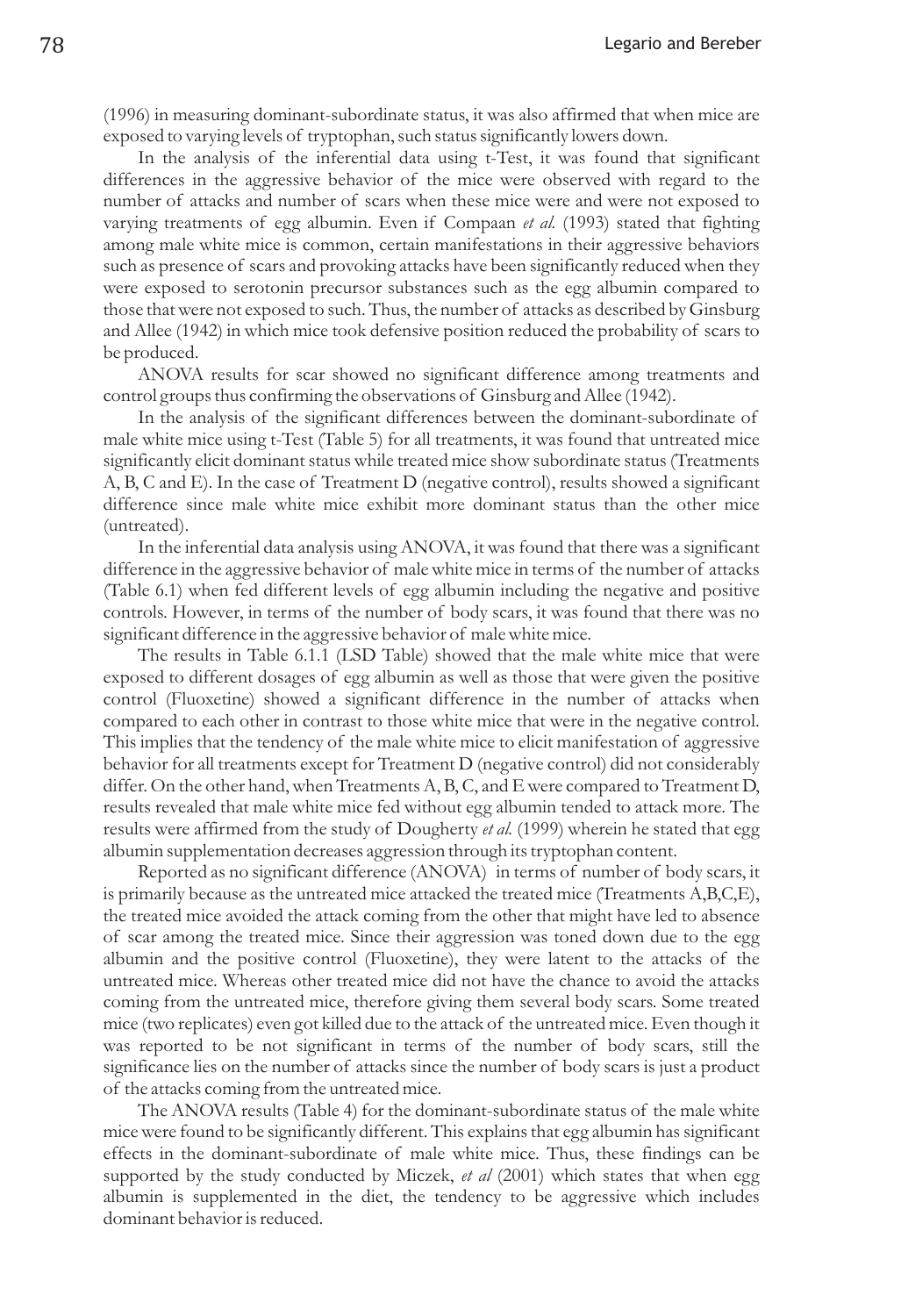(1996) in measuring dominant-subordinate status, it was also affirmed that when mice are exposed to varying levels of tryptophan, such status significantly lowers down.

In the analysis of the inferential data using t-Test, it was found that significant differences in the aggressive behavior of the mice were observed with regard to the number of attacks and number of scars when these mice were and were not exposed to varying treatments of egg albumin. Even if Compaan *et al.* (1993) stated that fighting among male white mice is common, certain manifestations in their aggressive behaviors such as presence of scars and provoking attacks have been significantly reduced when they were exposed to serotonin precursor substances such as the egg albumin compared to those that were not exposed to such. Thus, the number of attacks as described by Ginsburg and Allee (1942) in which mice took defensive position reduced the probability of scars to be produced.

ANOVA results for scar showed no significant difference among treatments and control groups thus confirming the observations of Ginsburg and Allee (1942).

In the analysis of the significant differences between the dominant-subordinate of male white mice using t-Test (Table 5) for all treatments, it was found that untreated mice significantly elicit dominant status while treated mice show subordinate status (Treatments A, B, C and E). In the case of Treatment D (negative control), results showed a significant difference since male white mice exhibit more dominant status than the other mice (untreated).

In the inferential data analysis using ANOVA, it was found that there was a significant difference in the aggressive behavior of male white mice in terms of the number of attacks (Table 6.1) when fed different levels of egg albumin including the negative and positive controls. However, in terms of the number of body scars, it was found that there was no significant difference in the aggressive behavior of male white mice.

The results in Table 6.1.1 (LSD Table) showed that the male white mice that were exposed to different dosages of egg albumin as well as those that were given the positive control (Fluoxetine) showed a significant difference in the number of attacks when compared to each other in contrast to those white mice that were in the negative control. This implies that the tendency of the male white mice to elicit manifestation of aggressive behavior for all treatments except for Treatment D (negative control) did not considerably differ. On the other hand, when Treatments A, B, C, and E were compared to Treatment D, results revealed that male white mice fed without egg albumin tended to attack more. The results were affirmed from the study of Dougherty *et al.* (1999) wherein he stated that egg albumin supplementation decreases aggression through its tryptophan content.

Reported as no significant difference (ANOVA) in terms of number of body scars, it is primarily because as the untreated mice attacked the treated mice (Treatments A,B,C,E), the treated mice avoided the attack coming from the other that might have led to absence of scar among the treated mice. Since their aggression was toned down due to the egg albumin and the positive control (Fluoxetine), they were latent to the attacks of the untreated mice. Whereas other treated mice did not have the chance to avoid the attacks coming from the untreated mice, therefore giving them several body scars. Some treated mice (two replicates) even got killed due to the attack of the untreated mice. Even though it was reported to be not significant in terms of the number of body scars, still the significance lies on the number of attacks since the number of body scars is just a product of the attacks coming from the untreated mice.

The ANOVA results (Table 4) for the dominant-subordinate status of the male white mice were found to be significantly different. This explains that egg albumin has significant effects in the dominant-subordinate of male white mice. Thus, these findings can be supported by the study conducted by Miczek, *et al* (2001) which states that when egg albumin is supplemented in the diet, the tendency to be aggressive which includes dominant behavior is reduced.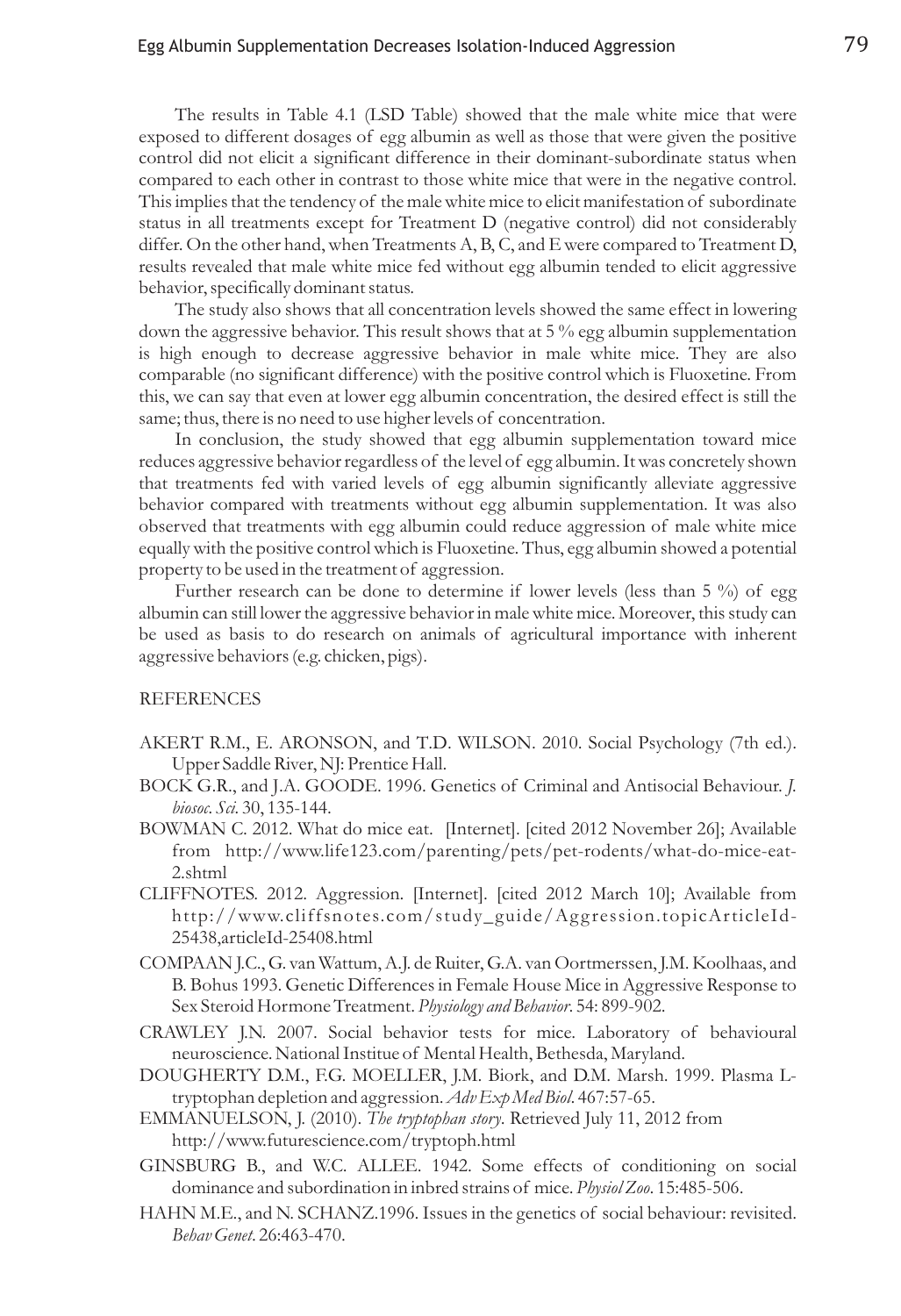The results in Table 4.1 (LSD Table) showed that the male white mice that were exposed to different dosages of egg albumin as well as those that were given the positive control did not elicit a significant difference in their dominant-subordinate status when compared to each other in contrast to those white mice that were in the negative control. This implies that the tendency of the male white mice to elicit manifestation of subordinate status in all treatments except for Treatment D (negative control) did not considerably differ. On the other hand, when Treatments A, B, C, and E were compared to Treatment D, results revealed that male white mice fed without egg albumin tended to elicit aggressive behavior, specifically dominant status.

The study also shows that all concentration levels showed the same effect in lowering down the aggressive behavior. This result shows that at 5 % egg albumin supplementation is high enough to decrease aggressive behavior in male white mice. They are also comparable (no significant difference) with the positive control which is Fluoxetine. From this, we can say that even at lower egg albumin concentration, the desired effect is still the same; thus, there is no need to use higher levels of concentration.

In conclusion, the study showed that egg albumin supplementation toward mice reduces aggressive behavior regardless of the level of egg albumin. It was concretely shown that treatments fed with varied levels of egg albumin significantly alleviate aggressive behavior compared with treatments without egg albumin supplementation. It was also observed that treatments with egg albumin could reduce aggression of male white mice equally with the positive control which is Fluoxetine. Thus, egg albumin showed a potential property to be used in the treatment of aggression.

Further research can be done to determine if lower levels (less than 5 %) of egg albumin can still lower the aggressive behavior in male white mice. Moreover, this study can be used as basis to do research on animals of agricultural importance with inherent aggressive behaviors (e.g. chicken, pigs).

## REFERENCES

AKERT R.M., E. ARONSON, and T.D. WILSON. 2010. Social Psychology (7th ed.). Upper Saddle River, NJ: Prentice Hall.

BOCK G.R., and J.A. GOODE. 1996. Genetics of Criminal and Antisocial Behaviour. *J. biosoc. Sci.* 30, 135-144.

BOWMAN C. 2012. What do mice eat. [Internet]. [cited 2012 November 26]; Available from http://www.life123.com/parenting/pets/pet-rodents/what-do-mice-eat-2.shtml

CLIFFNOTES. 2012. Aggression. [Internet]. [cited 2012 March 10]; Available from http://www.cliffsnotes.com/study_guide/Aggression.topicArticleId-25438,articleId-25408.html

COMPAAN J.C., G. van Wattum, A.J. de Ruiter, G.A. van Oortmerssen, J.M. Koolhaas, and B. Bohus 1993. Genetic Differences in Female House Mice in Aggressive Response to Sex Steroid Hormone Treatment. *Physiology and Behavior*. 54: 899-902.

CRAWLEY J.N. 2007. Social behavior tests for mice. Laboratory of behavioural neuroscience. National Institue of Mental Health, Bethesda, Maryland.

DOUGHERTY D.M., F.G. MOELLER, J.M. Biork, and D.M. Marsh. 1999. Plasma L-tryptophan depletion and aggression. *Adv Exp Med Biol*. 467:57-65.

EMMANUELSON, J. (2010). *The tryptophan story*. Retrieved July 11, 2012 from http://www.futurescience.com/tryptoph.html

GINSBURG B., and W.C. ALLEE. 1942. Some effects of conditioning on social dominance and subordination in inbred strains of mice. *Physiol Zoo*. 15:485-506.

HAHN M.E., and N. SCHANZ.1996. Issues in the genetics of social behaviour: revisited. *Behav Genet*. 26:463-470.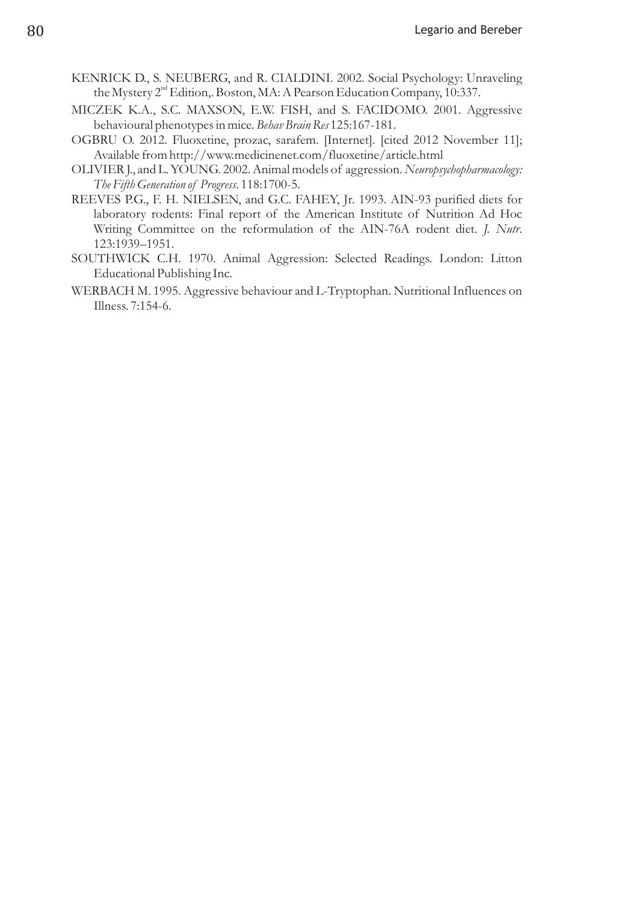KENRICK D., S. NEUBERG, and R. CIALDINI. 2002. Social Psychology: Unraveling the Mystery 2nd Edition,. Boston, MA: A Pearson Education Company, 10:337.

MICZEK K.A., S.C. MAXSON, E.W. FISH, and S. FACIDOMO. 2001. Aggressive behavioural phenotypes in mice. *Behav Brain Res* 125:167-181.

OGBRU O. 2012. Fluoxetine, prozac, sarafem. [Internet]. [cited 2012 November 11]; Available from http://www.medicinenet.com/fluoxetine/article.html

OLIVIER J., and L. YOUNG. 2002. Animal models of aggression. *Neuropsychopharmacology: The Fifth Generation of Progress*. 118:1700-5.

REEVES P.G., F. H. NIELSEN, and G.C. FAHEY, Jr. 1993. AIN-93 purified diets for laboratory rodents: Final report of the American Institute of Nutrition Ad Hoc Writing Committee on the reformulation of the AIN-76A rodent diet. *J. Nutr*. 123:1939–1951.

SOUTHWICK C.H. 1970. Animal Aggression: Selected Readings. London: Litton Educational Publishing Inc.

WERBACH M. 1995. Aggressive behaviour and L-Tryptophan. Nutritional Influences on Illness. 7:154-6.